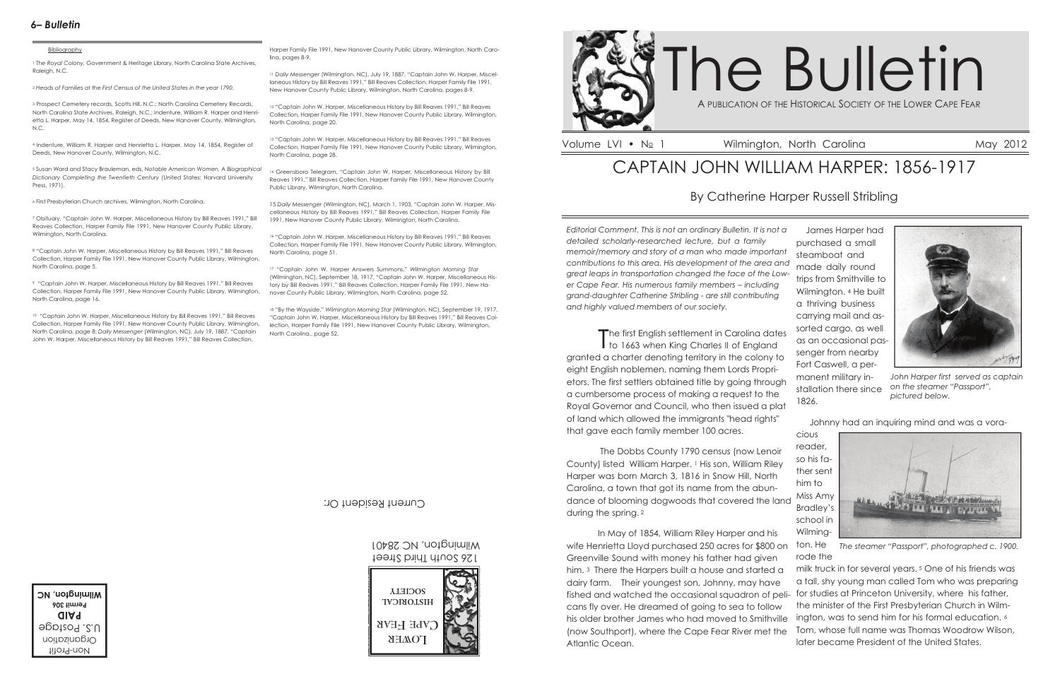# The Bulletin

A PUBLICATION OF THE HISTORICAL SOCIETY OF THE LOWER CAPE FEAR

Volume LVI • № 1 Wilmington, North Carolina May 2012

## CAPTAIN JOHN WILLIAM HARPER: 1856-1917

### By Catherine Harper Russell Stribling

*Editorial Comment. This is not an ordinary Bulletin. It is not a detailed scholarly-researched lecture, but a family memoir/memory and story of a man who made important contributions to this area. His development of the area and great leaps in transportation changed the face of the Lower Cape Fear. His numerous family members – including grand-daughter Catherine Stribling - are still contributing and highly valued members of our society.*

The first English settlement in Carolina dates to 1663 when King Charles II of England granted a charter denoting territory in the colony to eight English noblemen, naming them Lords Proprietors. The first settlers obtained title by going through a cumbersome process of making a request to the Royal Governor and Council, who then issued a plat of land which allowed the immigrants "head rights" that gave each family member 100 acres.

The Dobbs County 1790 census (now Lenoir County) listed William Harper. [1] His son, William Riley Harper was born March 3, 1816 in Snow Hill, North Carolina, a town that got its name from the abundance of blooming dogwoods that covered the land during the spring. [2]

In May of 1854, William Riley Harper and his wife Henrietta Lloyd purchased 250 acres for $800 on Greenville Sound with money his father had given him. [3] There the Harpers built a house and started a dairy farm. Their youngest son, Johnny, may have fished and watched the occasional squadron of pelicans fly over. He dreamed of going to sea to follow his older brother James who had moved to Smithville (now Southport), where the Cape Fear River met the Atlantic Ocean.

James Harper had purchased a small steamboat and made daily round trips from Smithville to Wilmington. [4] He built a thriving business carrying mail and assorted cargo, as well as an occasional passenger from nearby Fort Caswell, a permanent military installation there since 1826.

*John Harper first served as captain on the steamer "Passport", pictured below.*

Johnny had an inquiring mind and was a voracious reader, so his father sent him to Miss Amy Bradley's school in Wilmington. He rode the milk truck in for several years. [5] One of his friends was a tall, shy young man called Tom who was preparing for studies at Princeton University, where his father, the minister of the First Presbyterian Church in Wilmington, was to send him for his formal education. [6] Tom, whose full name was Thomas Woodrow Wilson, later became President of the United States.

*The steamer "Passport", photographed c. 1900.*

---

#### Bibliography

[1] *The Royal Colony*, Government & Heritage Library, North Carolina State Archives, Raleigh, N.C.

[2] *Heads of Families at the First Census of the United States in the year 1790.*

[3] Prospect Cemetery records, Scotts Hill, N.C.; North Carolina Cemetery Records, North Carolina State Archives, Raleigh, N.C.; Indenture, William R. Harper and Henrietta L. Harper, May 14, 1854, Register of Deeds, New Hanover County, Wilmington, N.C.

[4] Indenture, William R. Harper and Henrietta L. Harper, May 14, 1854, Register of Deeds, New Hanover County, Wilmington, N.C.

[5] Susan Ward and Stacy Brauleman, eds, *Notable American Women, A Biographical Dictionary Completing the Twentieth Century* (United States: Harvard University Press, 1971).

[6] First Presbyterian Church archives, Wilmington, North Carolina.

[7] Obituary, "Captain John W. Harper, Miscellaneous History by Bill Reaves 1991," Bill Reaves Collection, Harper Family File 1991, New Hanover County Public Library, Wilmington, North Carolina.

[8] "Captain John W. Harper, Miscellaneous History by Bill Reaves 1991," Bill Reaves Collection, Harper Family File 1991, New Hanover County Public Library, Wilmington, North Carolina, page 5.

[9] "Captain John W. Harper, Miscellaneous History by Bill Reaves 1991," Bill Reaves Collection, Harper Family File 1991, New Hanover County Public Library, Wilmington, North Carolina, page 16.

[10] "Captain John W. Harper, Miscellaneous History by Bill Reaves 1991," Bill Reaves Collection, Harper Family File 1991, New Hanover County Public Library, Wilmington, North Carolina, page 8; *Daily Messenger* (Wilmington, NC), July 19, 1887, "Captain John W. Harper, Miscellaneous History by Bill Reaves 1991," Bill Reaves Collection, Harper Family File 1991, New Hanover County Public Library, Wilmington, North Carolina, pages 8-9.

[11] *Daily Messenger* (Wilmington, NC), July 19, 1887, "Captain John W. Harper, Miscellaneous History by Bill Reaves 1991," Bill Reaves Collection, Harper Family File 1991, New Hanover County Public Library, Wilmington, North Carolina, pages 8-9.

[12] "Captain John W. Harper, Miscellaneous History by Bill Reaves 1991," Bill Reaves Collection, Harper Family File 1991, New Hanover County Public Library, Wilmington, North Carolina, page 20.

[13] "Captain John W. Harper, Miscellaneous History by Bill Reaves 1991," Bill Reaves Collection, Harper Family File 1991, New Hanover County Public Library, Wilmington, North Carolina, page 28.

[14] Greensboro Telegram, "Captain John W. Harper, Miscellaneous History by Bill Reaves 1991," Bill Reaves Collection, Harper Family File 1991, New Hanover County Public Library, Wilmington, North Carolina.

[15] *Daily Messenger* (Wilmington, NC), March 1, 1903, "Captain John W. Harper, Miscellaneous History by Bill Reaves 1991," Bill Reaves Collection, Harper Family File 1991, New Hanover County Public Library, Wilmington, North Carolina.

[16] "Captain John W. Harper, Miscellaneous History by Bill Reaves 1991," Bill Reaves Collection, Harper Family File 1991, New Hanover County Public Library, Wilmington, North Carolina, page 51.

[17] "Captain John W. Harper Answers Summons," *Wilmington Morning Star* (Wilmington, NC), September 18, 1917, "Captain John W. Harper, Miscellaneous History by Bill Reaves 1991," Bill Reaves Collection, Harper Family File 1991, New Hanover County Public Library, Wilmington, North Carolina, page 52.

[18] "By the Wayside," *Wilmington Morning Star* (Wilmington, NC), September 19, 1917, "Captain John W. Harper, Miscellaneous History by Bill Reaves 1991," Bill Reaves Collection, Harper Family File 1991, New Hanover County Public Library, Wilmington, North Carolina., page 52.

---

Lower Cape Fear Historical Society
126 South Third Street
Wilmington, NC 28401

Current Resident Or:

Non-Profit Organization
U.S. Postage
**PAID**
**Permit 306**
**Wilmington, NC**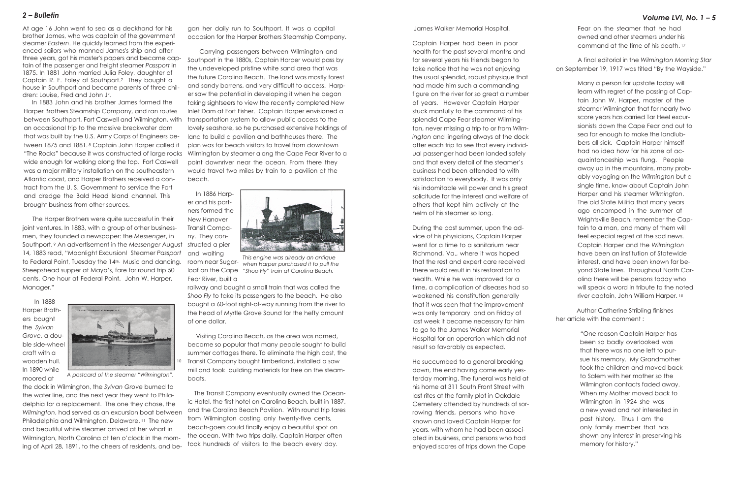At age 16 John went to sea as a deckhand for his brother James, who was captain of the government steamer *Eastern*. He quickly learned from the experienced sailors who manned James's ship and after three years, got his master's papers and became captain of the passenger and freight steamer *Passport* in 1875. In 1881 John married Julia Foley, daughter of Captain R. F. Foley of Southport.[7] They bought a house in Southport and became parents of three children: Louise, Fred and John Jr.

In 1883 John and his brother James formed the Harper Brothers Steamship Company, and ran routes between Southport, Fort Caswell and Wilmington, with an occasional trip to the massive breakwater dam that was built by the U.S. Army Corps of Engineers between 1875 and 1881.[8] Captain John Harper called it "The Rocks" because it was constructed of large rocks wide enough for walking along the top. Fort Caswell was a major military installation on the southeastern Atlantic coast, and Harper Brothers received a contract from the U. S. Government to service the Fort and dredge the Bald Head Island channel. This brought business from other sources.

The Harper Brothers were quite successful in their joint ventures. In 1883, with a group of other businessmen, they founded a newspaper: the *Messenger*, in Southport.[9] An advertisement in the *Messenger* August 14, 1883 read, "Moonlight Excursion! Steamer *Passport* to Federal Point, Tuesday the 14th. Music and dancing. Sheepshead supper at Mayo's, fare for round trip 50 cents. One hour at Federal Point. John W. Harper, Manager."

In 1888 Harper Brothers bought the *Sylvan Grove*, a double side-wheel craft with a wooden hull.[10] In 1890 while moored at the dock in Wilmington, the *Sylvan Grove* burned to the water line, and the next year they went to Philadelphia for a replacement. The one they chose, the *Wilmington*, had served as an excursion boat between Philadelphia and Wilmington, Delaware.[11] The new and beautiful white steamer arrived at her wharf in Wilmington, North Carolina at ten o'clock in the morning of April 28, 1891, to the cheers of residents, and began her daily run to Southport. It was a capital occasion for the Harper Brothers Steamship Company.

A postcard of the steamer "Wilmington".

Carrying passengers between Wilmington and Southport in the 1880s, Captain Harper would pass by the undeveloped pristine white sand area that was the future Carolina Beach. The land was mostly forest and sandy barrens, and very difficult to access. Harper saw the potential in developing it when he began taking sightseers to view the recently completed New Inlet Dam at Fort Fisher. Captain Harper envisioned a transportation system to allow public access to the lovely seashore, so he purchased extensive holdings of land to build a pavilion and bathhouses there. The plan was for beach visitors to travel from downtown Wilmington by steamer along the Cape Fear River to a point downriver near the ocean. From there they would travel two miles by train to a pavilion at the beach.

In 1886 Harper and his partners formed the New Hanover Transit Company. They constructed a pier and waiting room near Sugarloaf on the Cape Fear River, built a railway and bought a small train that was called the *Shoo Fly* to take its passengers to the beach. He also bought a 60-foot right-of-way running from the river to the head of Myrtle Grove Sound for the hefty amount of one dollar.

This engine was already an antique when Harper purchased it to pull the "Shoo Fly" train at Carolina Beach.

Visiting Carolina Beach, as the area was named, became so popular that many people sought to build summer cottages there. To eliminate the high cost, the Transit Company bought timberland, installed a saw mill and took building materials for free on the steamboats.

The Transit Company eventually owned the Oceanic Hotel, the first hotel on Carolina Beach, built in 1887, and the Carolina Beach Pavilion. With round trip fares from Wilmington costing only twenty-five cents, beach-goers could finally enjoy a beautiful spot on the ocean. With two trips daily, Captain Harper often took hundreds of visitors to the beach every day.

James Walker Memorial Hospital.

Captain Harper had been in poor health for the past several months and for several years his friends began to take notice that he was not enjoying the usual splendid, robust physique that had made him such a commanding figure on the river for so great a number of years. However Captain Harper stuck manfully to the command of his splendid Cape Fear steamer Wilmington, never missing a trip to or from *Wilmington* and lingering always at the dock after each trip to see that every individual passenger had been landed safely and that every detail of the steamer's business had been attended to with satisfaction to everybody. It was only his indomitable will power and his great solicitude for the interest and welfare of others that kept him actively at the helm of his steamer so long.

During the past summer, upon the advice of his physicians, Captain Harper went for a time to a sanitarium near Richmond, Va., where it was hoped that the rest and expert care received there would result in his restoration to health. While he was improved for a time, a complication of diseases had so weakened his constitution generally that it was seen that the improvement was only temporary and on Friday of last week it became necessary for him to go to the James Walker Memorial Hospital for an operation which did not result so favorably as expected.

He succumbed to a general breaking down, the end having come early yesterday morning. The funeral was held at his home at 311 South Front Street with last rites at the family plot in Oakdale Cemetery attended by hundreds of sorrowing friends, persons who have known and loved Captain Harper for years, with whom he had been associated in business, and persons who had enjoyed scores of trips down the Cape Fear on the steamer that he had owned and other steamers under his command at the time of his death.[17]

A final editorial in the *Wilmington Morning Star* on September 19, 1917 was titled "By the Wayside."

> Many a person far upstate today will learn with regret of the passing of Captain John W. Harper, master of the steamer Wilmington that for nearly two score years has carried Tar Heel excursionists down the Cape Fear and out to sea far enough to make the landlubbers all sick. Captain Harper himself had no idea how far his zone of acquaintanceship was flung. People away up in the mountains, many probably voyaging on the *Wilmington* but a single time, know about Captain John Harper and his steamer *Wilmington*. The old State Militia that many years ago encamped in the summer at Wrightsville Beach, remember the Captain to a man, and many of them will feel especial regret at the sad news. Captain Harper and the *Wilmington* have been an institution of Statewide interest, and have been known far beyond State lines. Throughout North Carolina there will be persons today who will speak a word in tribute to the noted river captain, John William Harper.[18]

Author Catherine Stribling finishes her article with the comment :

> "One reason Captain Harper has been so badly overlooked was that there was no one left to pursue his memory. My Grandmother took the children and moved back to Salem with her mother so the Wilmington contacts faded away. When my Mother moved back to Wilmington in 1924 she was a newlywed and not interested in past history. Thus I am the only family member that has shown any interest in preserving his memory for history."